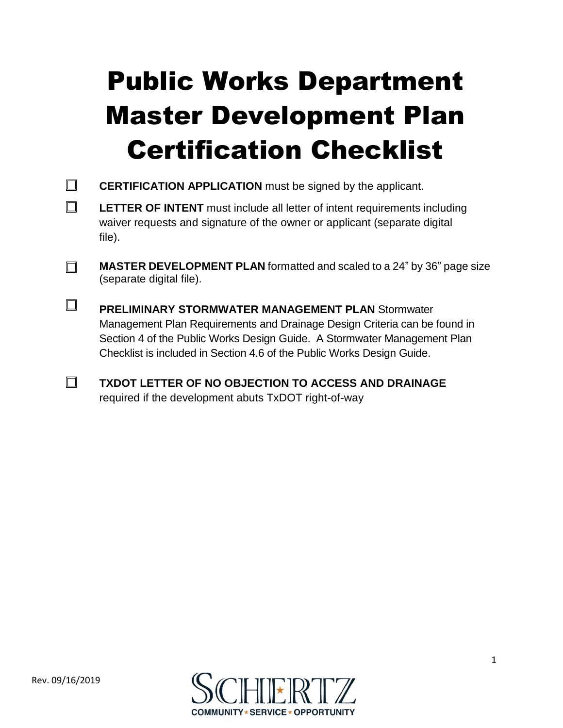# Public Works Department Master Development Plan Certification Checklist

- ☐ **CERTIFICATION APPLICATION** must be signed by the applicant.
- ☐ **LETTER OF INTENT** must include all letter of intent requirements including waiver requests and signature of the owner or applicant (separate digital file).
- ☐ **MASTER DEVELOPMENT PLAN** formatted and scaled to a 24" by 36" page size (separate digital file).
- ☐ **PRELIMINARY STORMWATER MANAGEMENT PLAN** Stormwater Management Plan Requirements and Drainage Design Criteria can be found in Section 4 of the Public Works Design Guide. A Stormwater Management Plan Checklist is included in Section 4.6 of the Public Works Design Guide.
- ☐ **TXDOT LETTER OF NO OBJECTION TO ACCESS AND DRAINAGE** required if the development abuts TxDOT right-of-way

Rev. 09/16/2019

SCHERTZ
COMMUNITY ★ SERVICE ★ OPPORTUNITY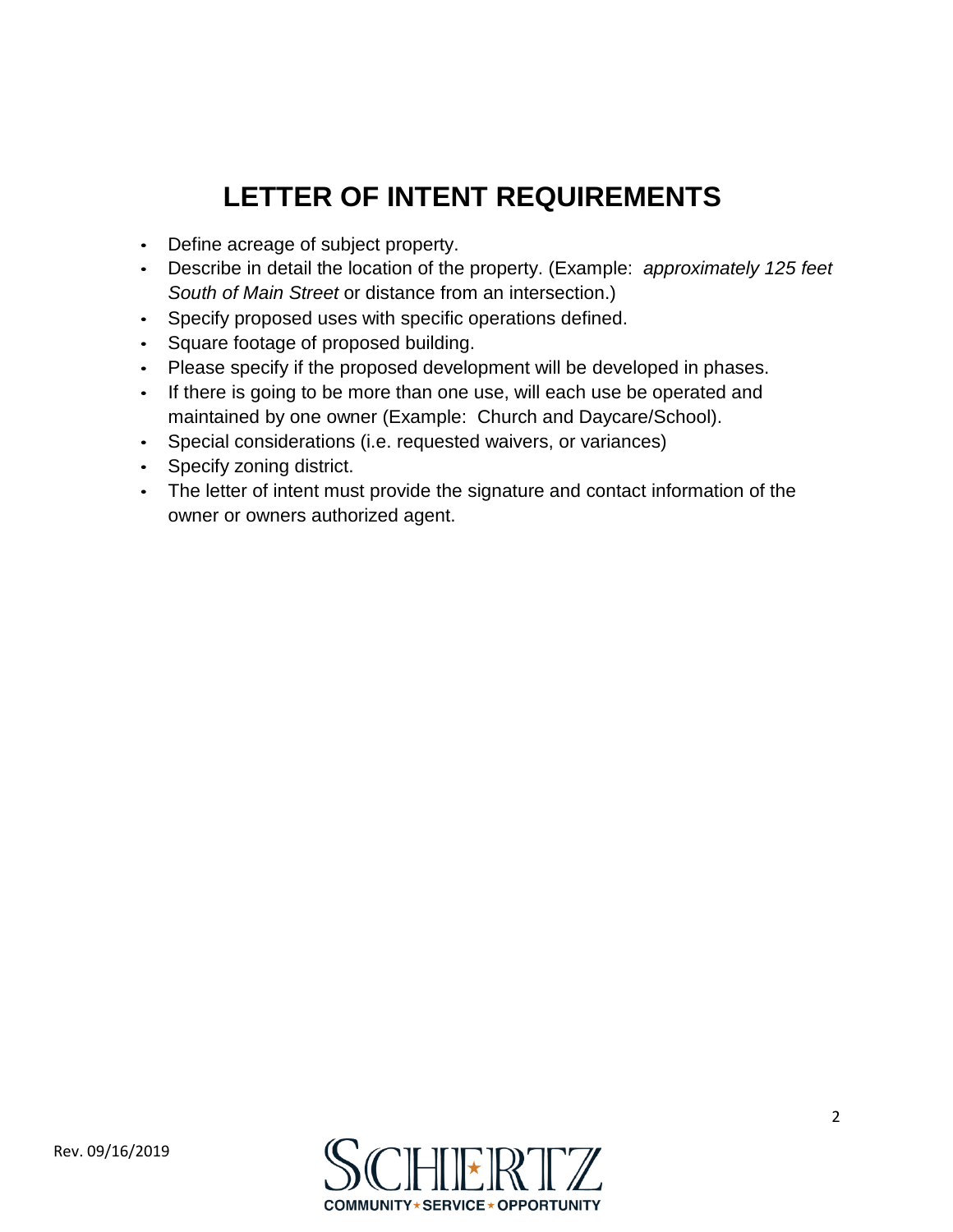# LETTER OF INTENT REQUIREMENTS

- Define acreage of subject property.
- Describe in detail the location of the property. (Example: *approximately 125 feet South of Main Street* or distance from an intersection.)
- Specify proposed uses with specific operations defined.
- Square footage of proposed building.
- Please specify if the proposed development will be developed in phases.
- If there is going to be more than one use, will each use be operated and maintained by one owner (Example: Church and Daycare/School).
- Special considerations (i.e. requested waivers, or variances)
- Specify zoning district.
- The letter of intent must provide the signature and contact information of the owner or owners authorized agent.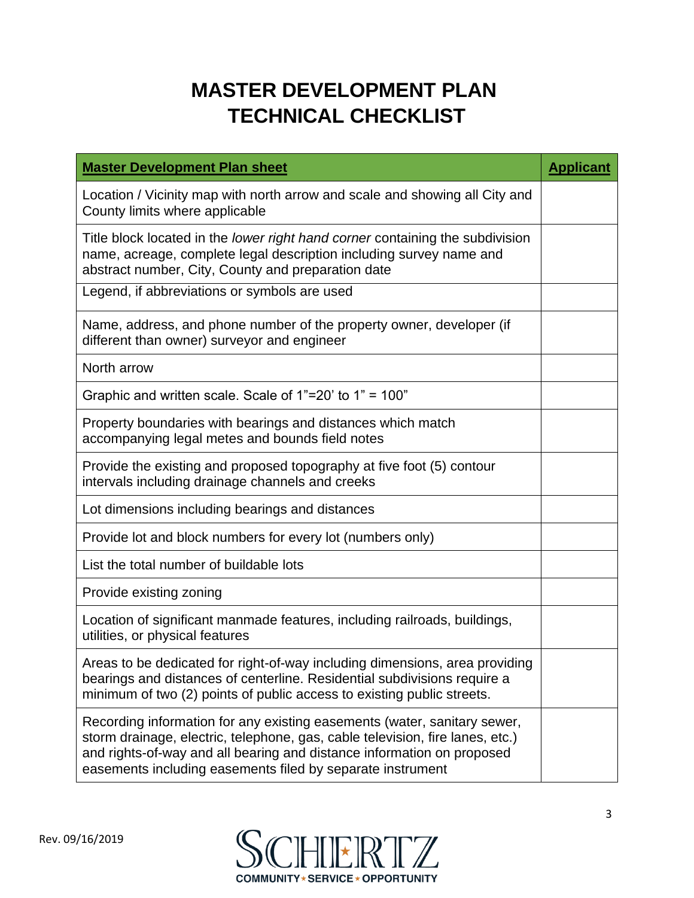# MASTER DEVELOPMENT PLAN TECHNICAL CHECKLIST

| **Master Development Plan sheet** | **Applicant** |
|---|---|
| Location / Vicinity map with north arrow and scale and showing all City and County limits where applicable | |
| Title block located in the *lower right hand corner* containing the subdivision name, acreage, complete legal description including survey name and abstract number, City, County and preparation date | |
| Legend, if abbreviations or symbols are used | |
| Name, address, and phone number of the property owner, developer (if different than owner) surveyor and engineer | |
| North arrow | |
| Graphic and written scale. Scale of 1"=20' to 1" = 100" | |
| Property boundaries with bearings and distances which match accompanying legal metes and bounds field notes | |
| Provide the existing and proposed topography at five foot (5) contour intervals including drainage channels and creeks | |
| Lot dimensions including bearings and distances | |
| Provide lot and block numbers for every lot (numbers only) | |
| List the total number of buildable lots | |
| Provide existing zoning | |
| Location of significant manmade features, including railroads, buildings, utilities, or physical features | |
| Areas to be dedicated for right-of-way including dimensions, area providing bearings and distances of centerline. Residential subdivisions require a minimum of two (2) points of public access to existing public streets. | |
| Recording information for any existing easements (water, sanitary sewer, storm drainage, electric, telephone, gas, cable television, fire lanes, etc.) and rights-of-way and all bearing and distance information on proposed easements including easements filed by separate instrument | |

Rev. 09/16/2019

SCHERTZ
COMMUNITY ★ SERVICE ★ OPPORTUNITY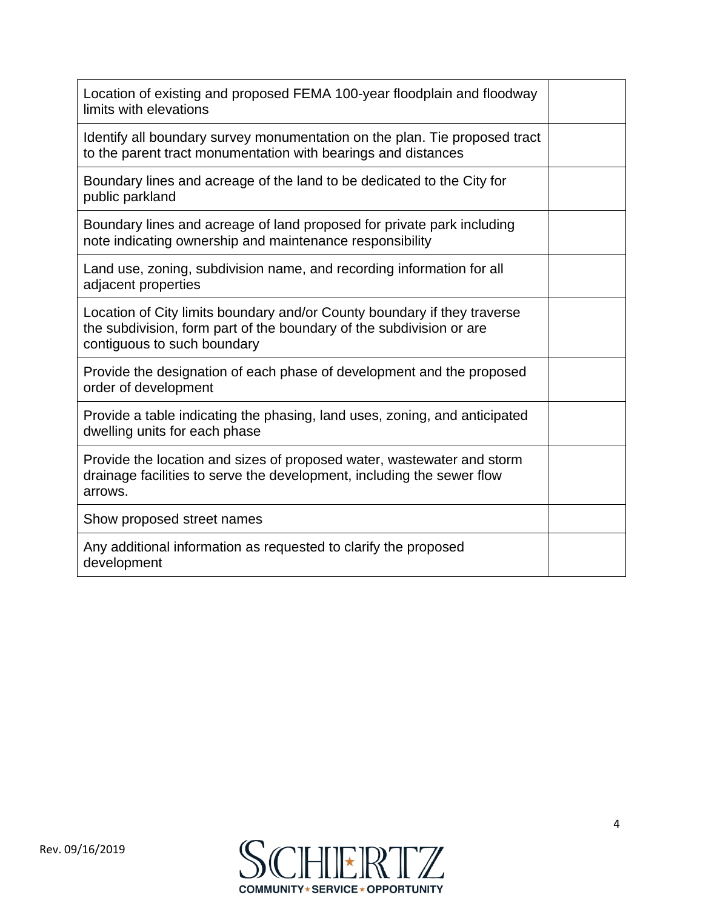| | |
|---|---|
| Location of existing and proposed FEMA 100-year floodplain and floodway limits with elevations | |
| Identify all boundary survey monumentation on the plan. Tie proposed tract to the parent tract monumentation with bearings and distances | |
| Boundary lines and acreage of the land to be dedicated to the City for public parkland | |
| Boundary lines and acreage of land proposed for private park including note indicating ownership and maintenance responsibility | |
| Land use, zoning, subdivision name, and recording information for all adjacent properties | |
| Location of City limits boundary and/or County boundary if they traverse the subdivision, form part of the boundary of the subdivision or are contiguous to such boundary | |
| Provide the designation of each phase of development and the proposed order of development | |
| Provide a table indicating the phasing, land uses, zoning, and anticipated dwelling units for each phase | |
| Provide the location and sizes of proposed water, wastewater and storm drainage facilities to serve the development, including the sewer flow arrows. | |
| Show proposed street names | |
| Any additional information as requested to clarify the proposed development | |

Rev. 09/16/2019

SCHERTZ
COMMUNITY ★ SERVICE ★ OPPORTUNITY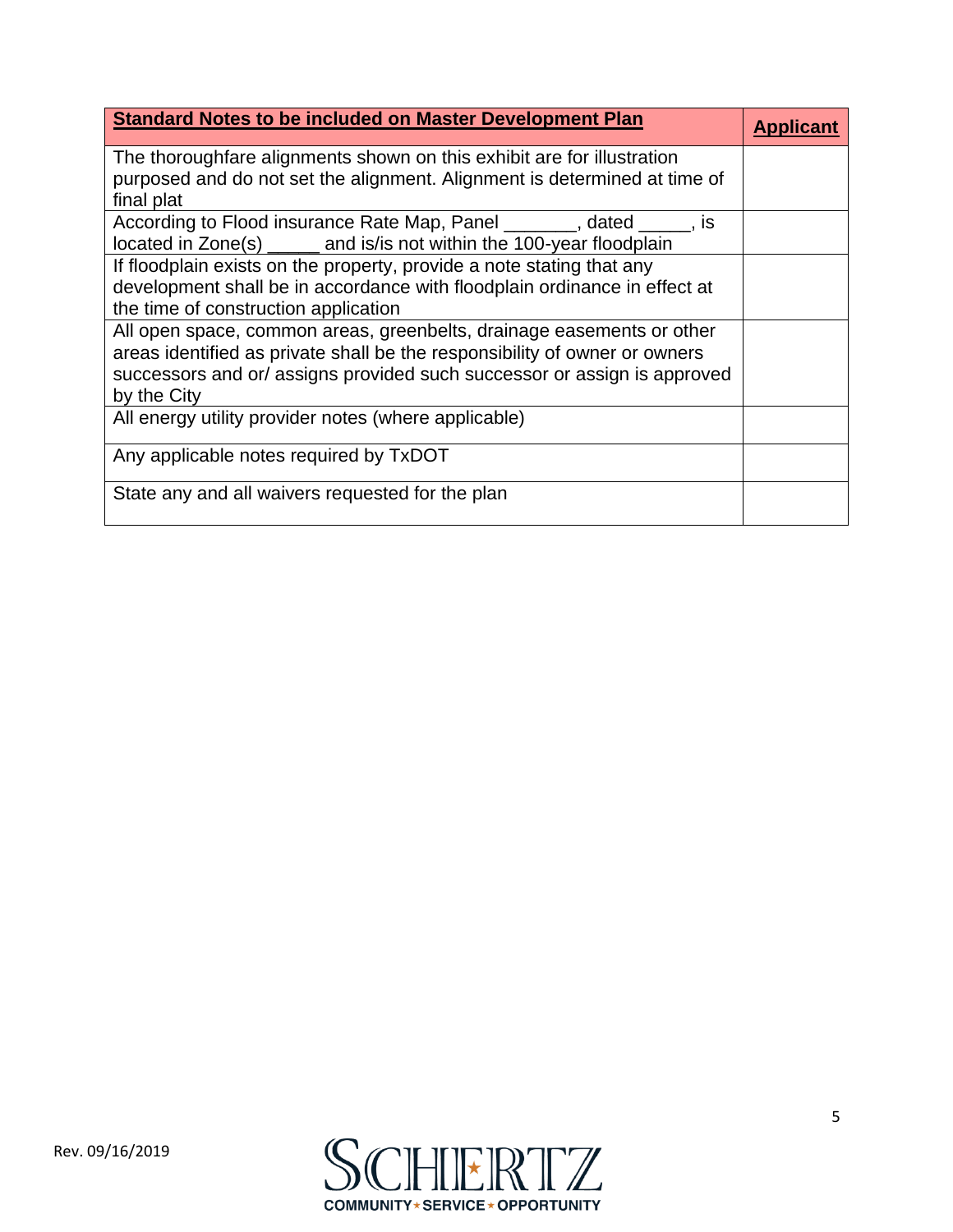| **Standard Notes to be included on Master Development Plan** | **Applicant** |
|---|---|
| The thoroughfare alignments shown on this exhibit are for illustration purposed and do not set the alignment. Alignment is determined at time of final plat | |
| According to Flood insurance Rate Map, Panel _______, dated _____, is located in Zone(s) _____ and is/is not within the 100-year floodplain | |
| If floodplain exists on the property, provide a note stating that any development shall be in accordance with floodplain ordinance in effect at the time of construction application | |
| All open space, common areas, greenbelts, drainage easements or other areas identified as private shall be the responsibility of owner or owners successors and or/ assigns provided such successor or assign is approved by the City | |
| All energy utility provider notes (where applicable) | |
| Any applicable notes required by TxDOT | |
| State any and all waivers requested for the plan | |

Rev. 09/16/2019

SCHERTZ
COMMUNITY ★ SERVICE ★ OPPORTUNITY